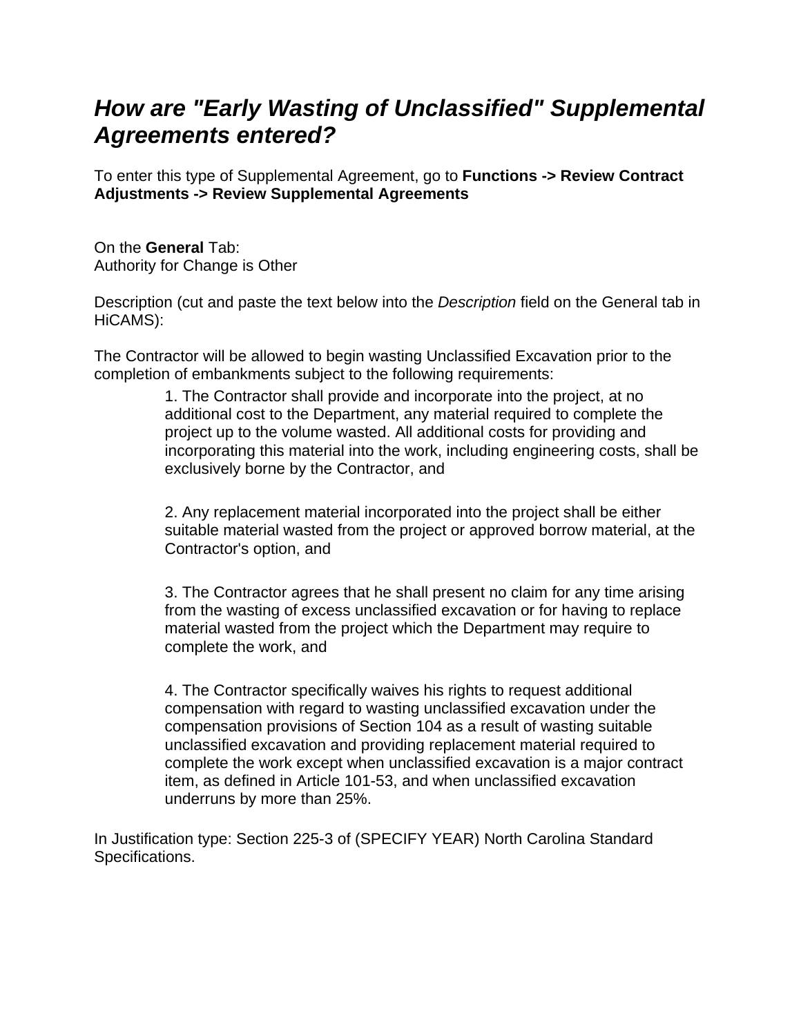# ***How are "Early Wasting of Unclassified" Supplemental Agreements entered?***

To enter this type of Supplemental Agreement, go to **Functions -> Review Contract Adjustments -> Review Supplemental Agreements**

On the **General** Tab:
Authority for Change is Other

Description (cut and paste the text below into the *Description* field on the General tab in HiCAMS):

The Contractor will be allowed to begin wasting Unclassified Excavation prior to the completion of embankments subject to the following requirements:

1. The Contractor shall provide and incorporate into the project, at no additional cost to the Department, any material required to complete the project up to the volume wasted. All additional costs for providing and incorporating this material into the work, including engineering costs, shall be exclusively borne by the Contractor, and

2. Any replacement material incorporated into the project shall be either suitable material wasted from the project or approved borrow material, at the Contractor's option, and

3. The Contractor agrees that he shall present no claim for any time arising from the wasting of excess unclassified excavation or for having to replace material wasted from the project which the Department may require to complete the work, and

4. The Contractor specifically waives his rights to request additional compensation with regard to wasting unclassified excavation under the compensation provisions of Section 104 as a result of wasting suitable unclassified excavation and providing replacement material required to complete the work except when unclassified excavation is a major contract item, as defined in Article 101-53, and when unclassified excavation underruns by more than 25%.

In Justification type: Section 225-3 of (SPECIFY YEAR) North Carolina Standard Specifications.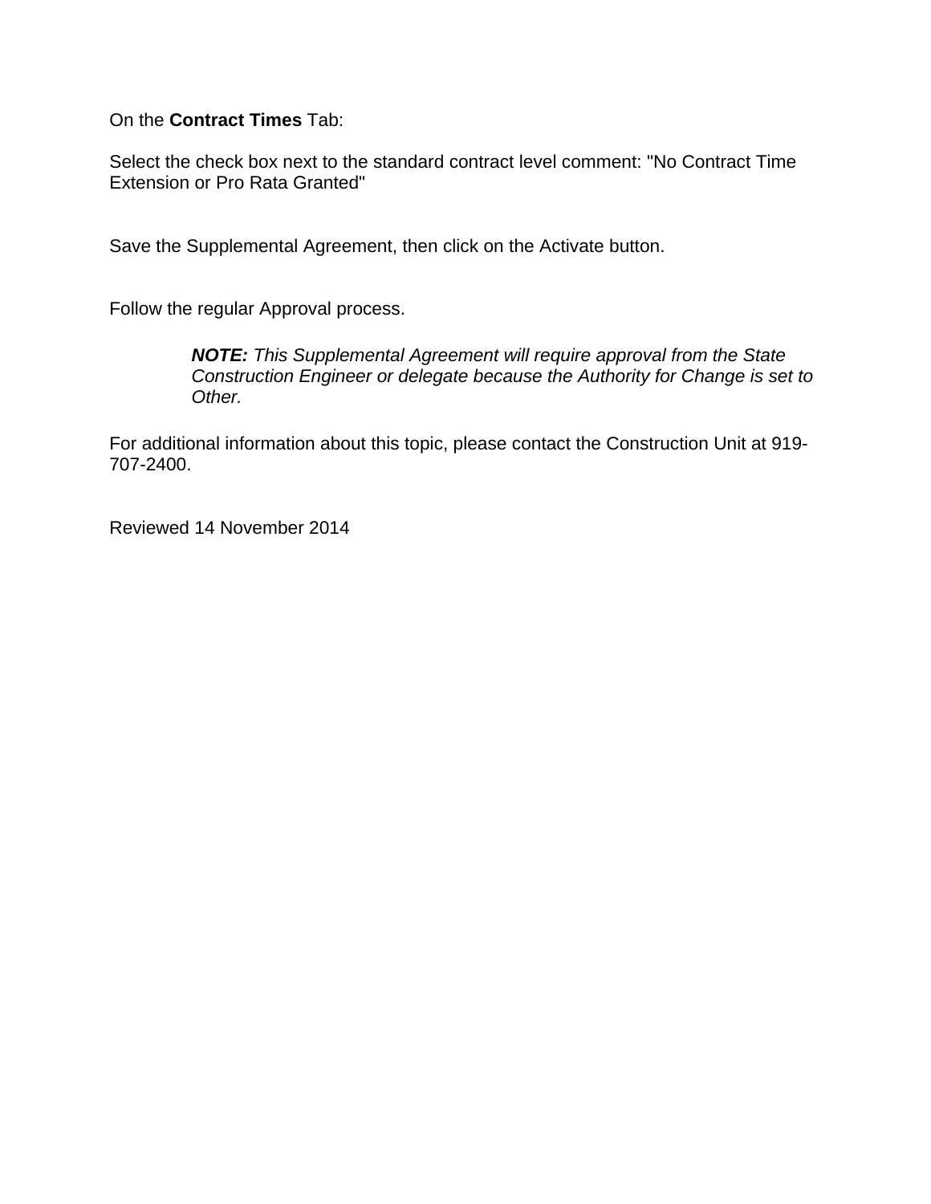On the **Contract Times** Tab:

Select the check box next to the standard contract level comment: "No Contract Time Extension or Pro Rata Granted"

Save the Supplemental Agreement, then click on the Activate button.

Follow the regular Approval process.

> ***NOTE:*** *This Supplemental Agreement will require approval from the State Construction Engineer or delegate because the Authority for Change is set to Other.*

For additional information about this topic, please contact the Construction Unit at 919-707-2400.

Reviewed 14 November 2014